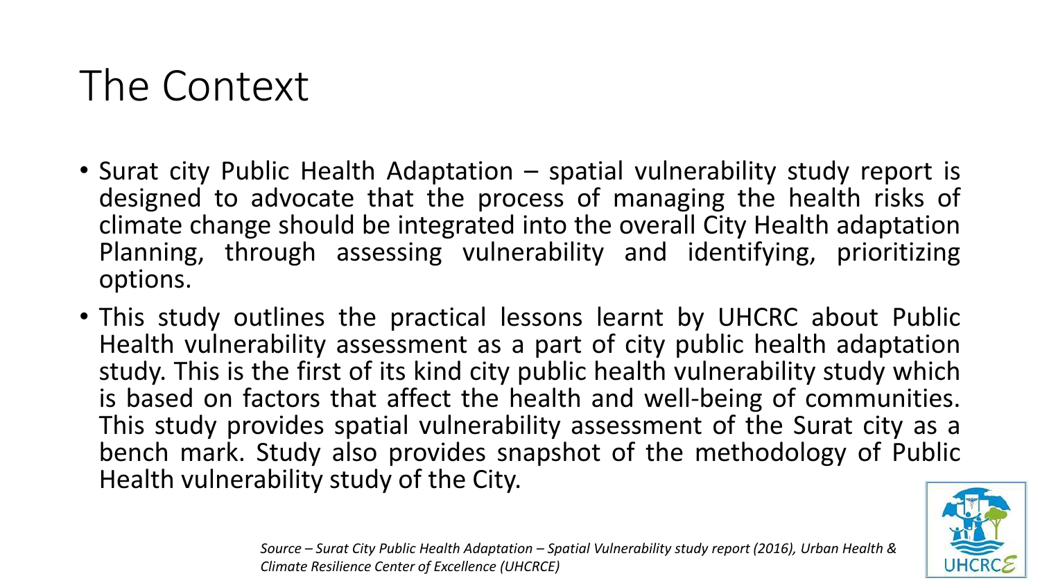# The Context

- Surat city Public Health Adaptation – spatial vulnerability study report is designed to advocate that the process of managing the health risks of climate change should be integrated into the overall City Health adaptation Planning, through assessing vulnerability and identifying, prioritizing options.
- This study outlines the practical lessons learnt by UHCRC about Public Health vulnerability assessment as a part of city public health adaptation study. This is the first of its kind city public health vulnerability study which is based on factors that affect the health and well-being of communities. This study provides spatial vulnerability assessment of the Surat city as a bench mark. Study also provides snapshot of the methodology of Public Health vulnerability study of the City.

*Source – Surat City Public Health Adaptation – Spatial Vulnerability study report (2016), Urban Health & Climate Resilience Center of Excellence (UHCRCE)*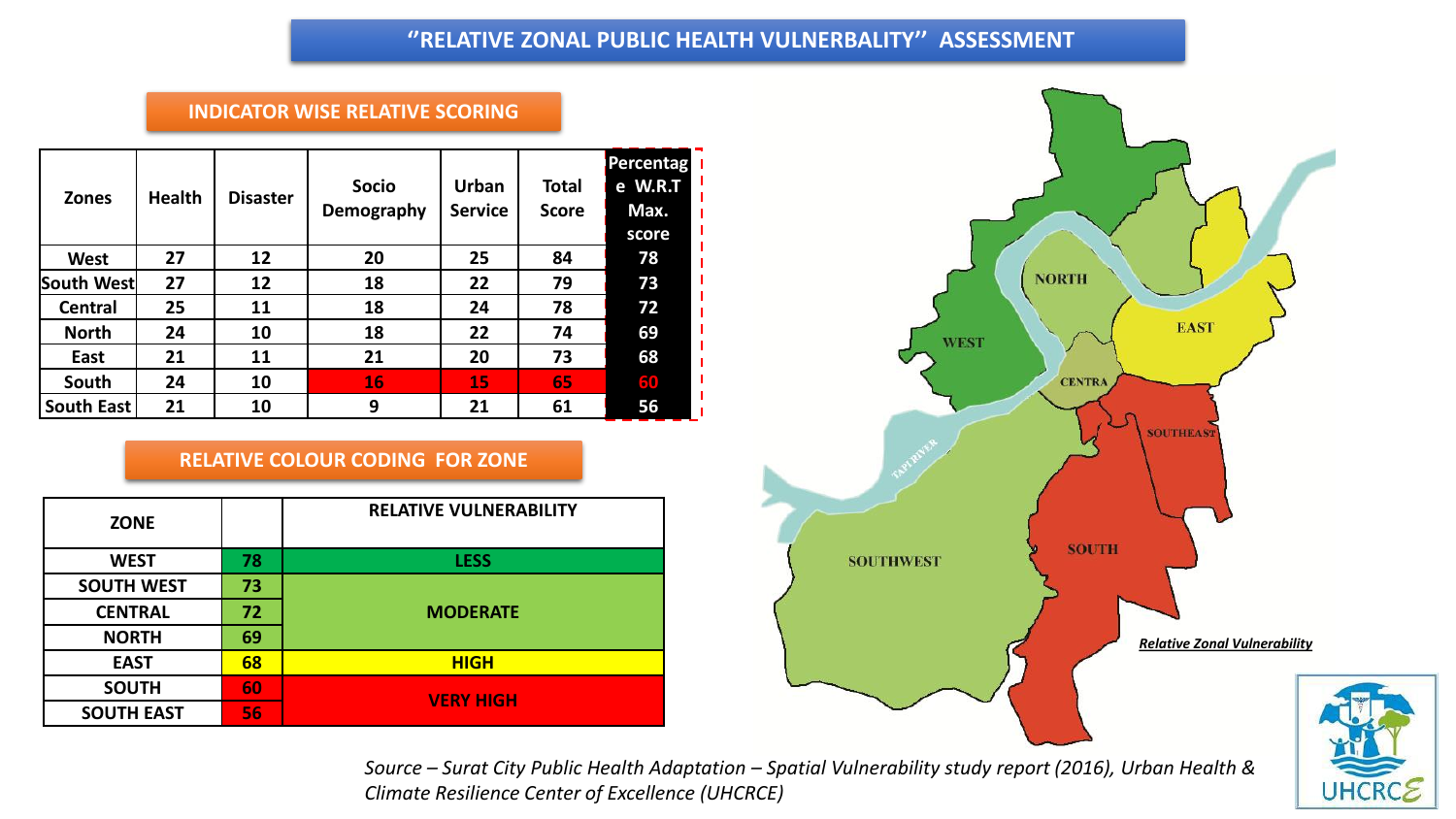# "RELATIVE ZONAL PUBLIC HEALTH VULNERBALITY" ASSESSMENT

## INDICATOR WISE RELATIVE SCORING

| Zones | Health | Disaster | Socio Demography | Urban Service | Total Score | Percentage W.R.T Max. score |
|---|---|---|---|---|---|---|
| West | 27 | 12 | 20 | 25 | 84 | 78 |
| South West | 27 | 12 | 18 | 22 | 79 | 73 |
| Central | 25 | 11 | 18 | 24 | 78 | 72 |
| North | 24 | 10 | 18 | 22 | 74 | 69 |
| East | 21 | 11 | 21 | 20 | 73 | 68 |
| South | 24 | 10 | 16 | 15 | 65 | 60 |
| South East | 21 | 10 | 9 | 21 | 61 | 56 |

## RELATIVE COLOUR CODING FOR ZONE

| ZONE | | RELATIVE VULNERABILITY |
|---|---|---|
| WEST | 78 | LESS |
| SOUTH WEST | 73 | MODERATE |
| CENTRAL | 72 | |
| NORTH | 69 | |
| EAST | 68 | HIGH |
| SOUTH | 60 | VERY HIGH |
| SOUTH EAST | 56 | |

NORTH
WEST
EAST
CENTRA
SOUTHEAST
TAPI RIVER
SOUTHWEST
SOUTH

*Relative Zonal Vulnerability*

UHCRCE

*Source – Surat City Public Health Adaptation – Spatial Vulnerability study report (2016), Urban Health & Climate Resilience Center of Excellence (UHCRCE)*